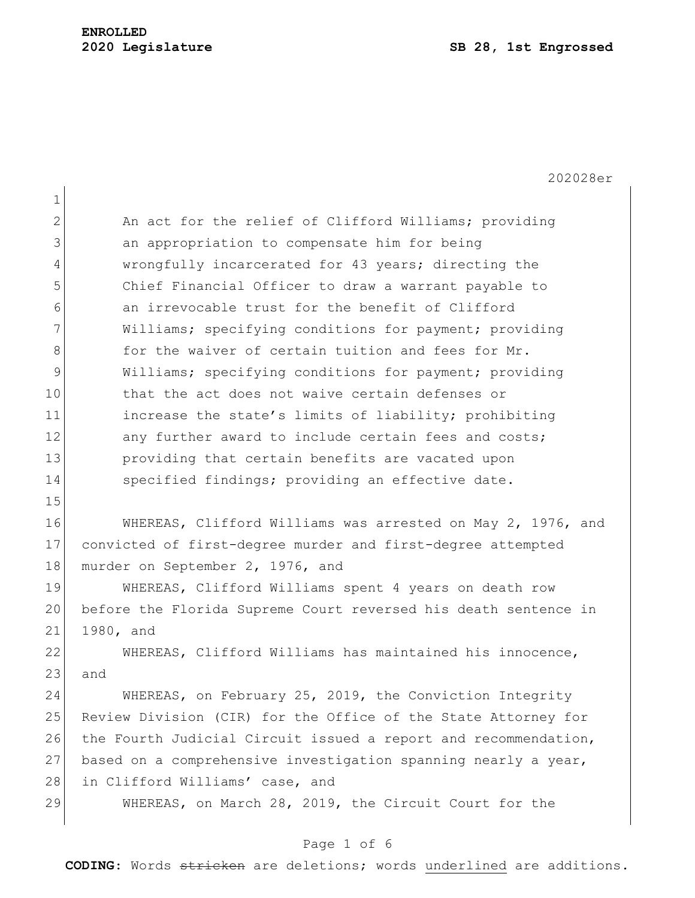**ENROLLED**
**2020 Legislature** **SB 28, 1st Engrossed**

202028er

An act for the relief of Clifford Williams; providing an appropriation to compensate him for being wrongfully incarcerated for 43 years; directing the Chief Financial Officer to draw a warrant payable to an irrevocable trust for the benefit of Clifford Williams; specifying conditions for payment; providing for the waiver of certain tuition and fees for Mr. Williams; specifying conditions for payment; providing that the act does not waive certain defenses or increase the state's limits of liability; prohibiting any further award to include certain fees and costs; providing that certain benefits are vacated upon specified findings; providing an effective date.

WHEREAS, Clifford Williams was arrested on May 2, 1976, and convicted of first-degree murder and first-degree attempted murder on September 2, 1976, and

WHEREAS, Clifford Williams spent 4 years on death row before the Florida Supreme Court reversed his death sentence in 1980, and

WHEREAS, Clifford Williams has maintained his innocence, and

WHEREAS, on February 25, 2019, the Conviction Integrity Review Division (CIR) for the Office of the State Attorney for the Fourth Judicial Circuit issued a report and recommendation, based on a comprehensive investigation spanning nearly a year, in Clifford Williams' case, and

WHEREAS, on March 28, 2019, the Circuit Court for the

**CODING:** Words ~~stricken~~ are deletions; words underlined are additions.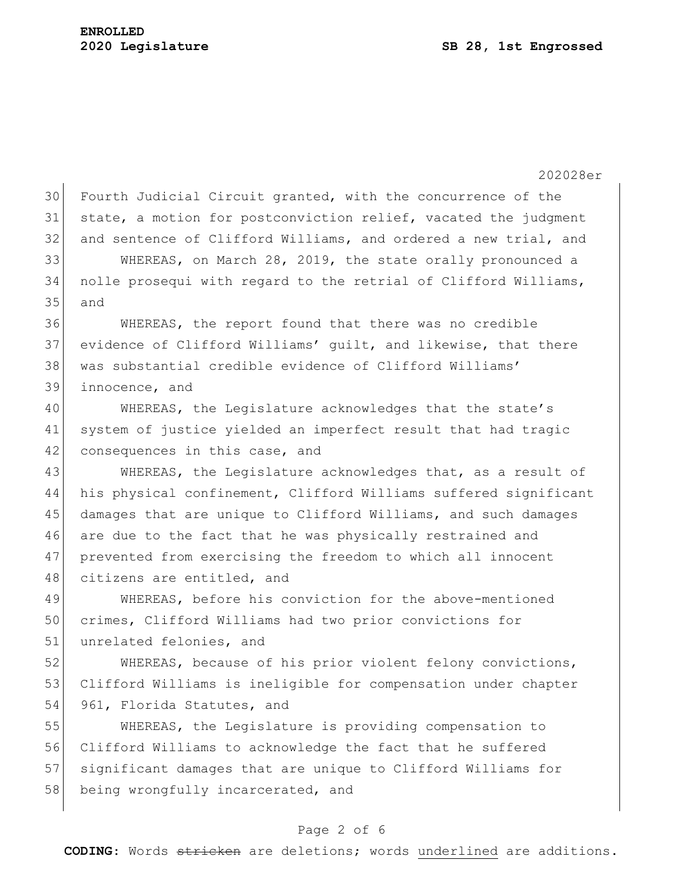Fourth Judicial Circuit granted, with the concurrence of the state, a motion for postconviction relief, vacated the judgment and sentence of Clifford Williams, and ordered a new trial, and

WHEREAS, on March 28, 2019, the state orally pronounced a nolle prosequi with regard to the retrial of Clifford Williams, and

WHEREAS, the report found that there was no credible evidence of Clifford Williams' guilt, and likewise, that there was substantial credible evidence of Clifford Williams' innocence, and

WHEREAS, the Legislature acknowledges that the state's system of justice yielded an imperfect result that had tragic consequences in this case, and

WHEREAS, the Legislature acknowledges that, as a result of his physical confinement, Clifford Williams suffered significant damages that are unique to Clifford Williams, and such damages are due to the fact that he was physically restrained and prevented from exercising the freedom to which all innocent citizens are entitled, and

WHEREAS, before his conviction for the above-mentioned crimes, Clifford Williams had two prior convictions for unrelated felonies, and

WHEREAS, because of his prior violent felony convictions, Clifford Williams is ineligible for compensation under chapter 961, Florida Statutes, and

WHEREAS, the Legislature is providing compensation to Clifford Williams to acknowledge the fact that he suffered significant damages that are unique to Clifford Williams for being wrongfully incarcerated, and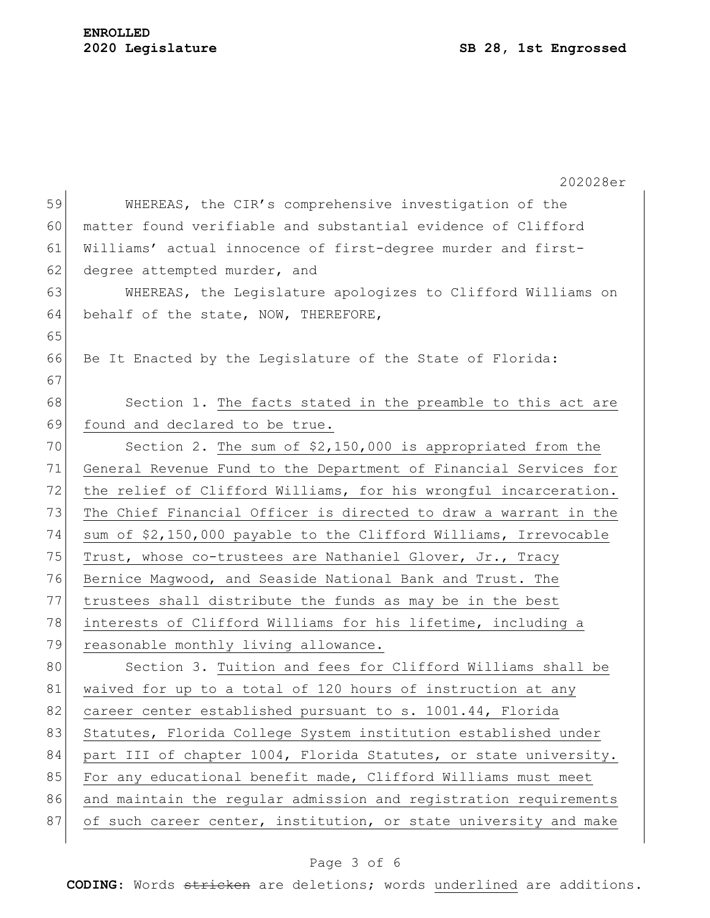WHEREAS, the CIR's comprehensive investigation of the matter found verifiable and substantial evidence of Clifford Williams' actual innocence of first-degree murder and first-degree attempted murder, and

WHEREAS, the Legislature apologizes to Clifford Williams on behalf of the state, NOW, THEREFORE,

Be It Enacted by the Legislature of the State of Florida:

Section 1. The facts stated in the preamble to this act are found and declared to be true.

Section 2. The sum of $2,150,000 is appropriated from the General Revenue Fund to the Department of Financial Services for the relief of Clifford Williams, for his wrongful incarceration. The Chief Financial Officer is directed to draw a warrant in the sum of $2,150,000 payable to the Clifford Williams, Irrevocable Trust, whose co-trustees are Nathaniel Glover, Jr., Tracy Bernice Magwood, and Seaside National Bank and Trust. The trustees shall distribute the funds as may be in the best interests of Clifford Williams for his lifetime, including a reasonable monthly living allowance.

Section 3. Tuition and fees for Clifford Williams shall be waived for up to a total of 120 hours of instruction at any career center established pursuant to s. 1001.44, Florida Statutes, Florida College System institution established under part III of chapter 1004, Florida Statutes, or state university. For any educational benefit made, Clifford Williams must meet and maintain the regular admission and registration requirements of such career center, institution, or state university and make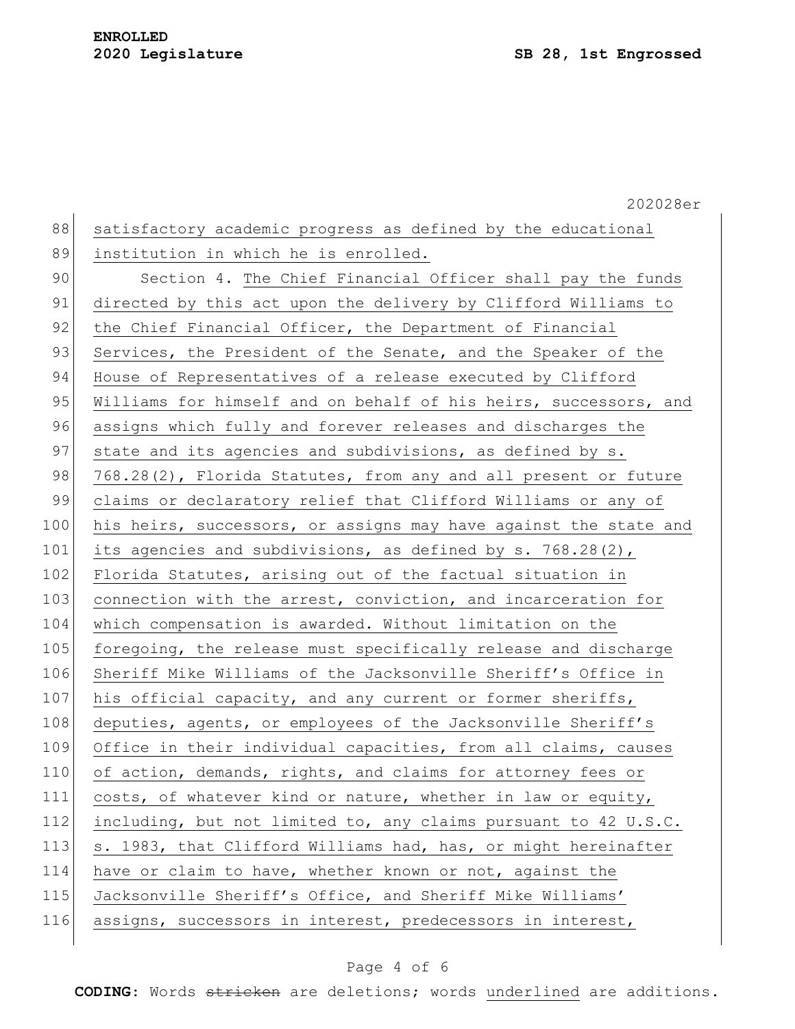satisfactory academic progress as defined by the educational institution in which he is enrolled.

Section 4. The Chief Financial Officer shall pay the funds directed by this act upon the delivery by Clifford Williams to the Chief Financial Officer, the Department of Financial Services, the President of the Senate, and the Speaker of the House of Representatives of a release executed by Clifford Williams for himself and on behalf of his heirs, successors, and assigns which fully and forever releases and discharges the state and its agencies and subdivisions, as defined by s. 768.28(2), Florida Statutes, from any and all present or future claims or declaratory relief that Clifford Williams or any of his heirs, successors, or assigns may have against the state and its agencies and subdivisions, as defined by s. 768.28(2), Florida Statutes, arising out of the factual situation in connection with the arrest, conviction, and incarceration for which compensation is awarded. Without limitation on the foregoing, the release must specifically release and discharge Sheriff Mike Williams of the Jacksonville Sheriff's Office in his official capacity, and any current or former sheriffs, deputies, agents, or employees of the Jacksonville Sheriff's Office in their individual capacities, from all claims, causes of action, demands, rights, and claims for attorney fees or costs, of whatever kind or nature, whether in law or equity, including, but not limited to, any claims pursuant to 42 U.S.C. s. 1983, that Clifford Williams had, has, or might hereinafter have or claim to have, whether known or not, against the Jacksonville Sheriff's Office, and Sheriff Mike Williams' assigns, successors in interest, predecessors in interest,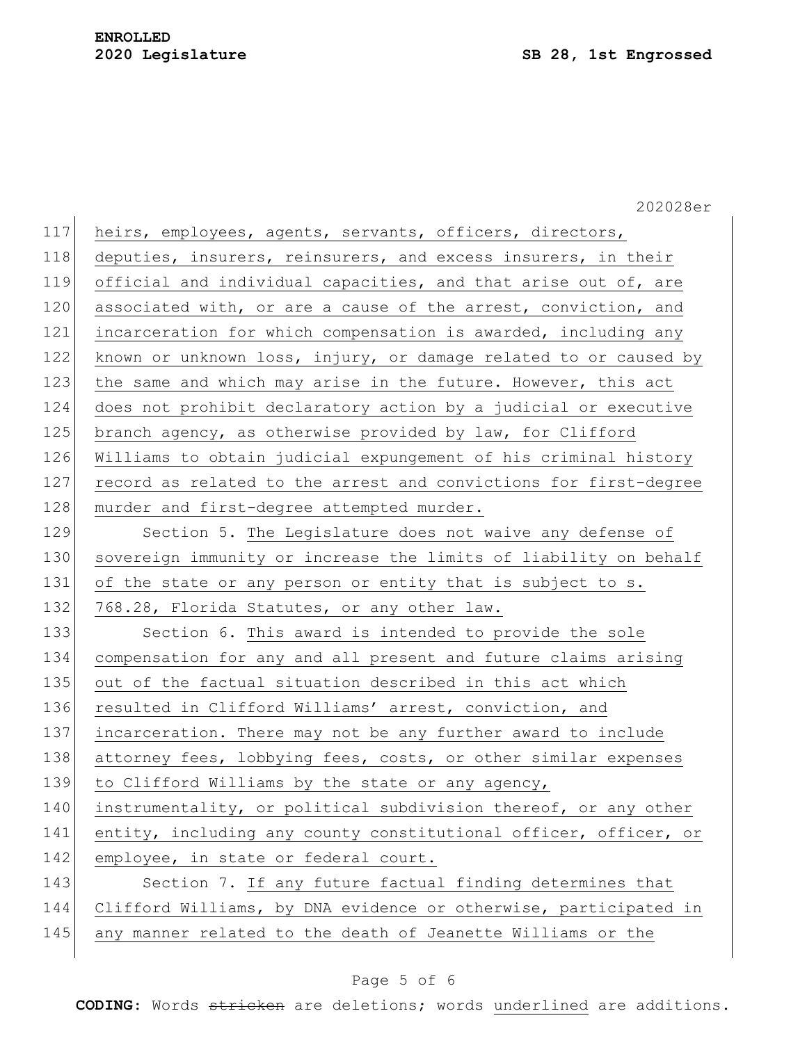heirs, employees, agents, servants, officers, directors, deputies, insurers, reinsurers, and excess insurers, in their official and individual capacities, and that arise out of, are associated with, or are a cause of the arrest, conviction, and incarceration for which compensation is awarded, including any known or unknown loss, injury, or damage related to or caused by the same and which may arise in the future. However, this act does not prohibit declaratory action by a judicial or executive branch agency, as otherwise provided by law, for Clifford Williams to obtain judicial expungement of his criminal history record as related to the arrest and convictions for first-degree murder and first-degree attempted murder.

Section 5. The Legislature does not waive any defense of sovereign immunity or increase the limits of liability on behalf of the state or any person or entity that is subject to s. 768.28, Florida Statutes, or any other law.

Section 6. This award is intended to provide the sole compensation for any and all present and future claims arising out of the factual situation described in this act which resulted in Clifford Williams' arrest, conviction, and incarceration. There may not be any further award to include attorney fees, lobbying fees, costs, or other similar expenses to Clifford Williams by the state or any agency, instrumentality, or political subdivision thereof, or any other entity, including any county constitutional officer, officer, or employee, in state or federal court.

Section 7. If any future factual finding determines that Clifford Williams, by DNA evidence or otherwise, participated in any manner related to the death of Jeanette Williams or the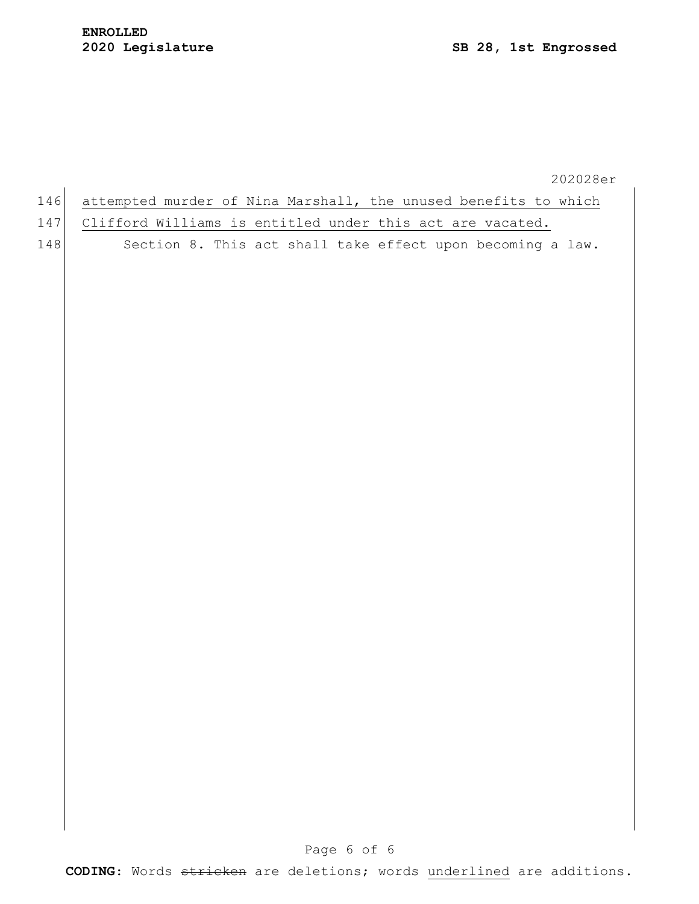attempted murder of Nina Marshall, the unused benefits to which Clifford Williams is entitled under this act are vacated.

Section 8. This act shall take effect upon becoming a law.